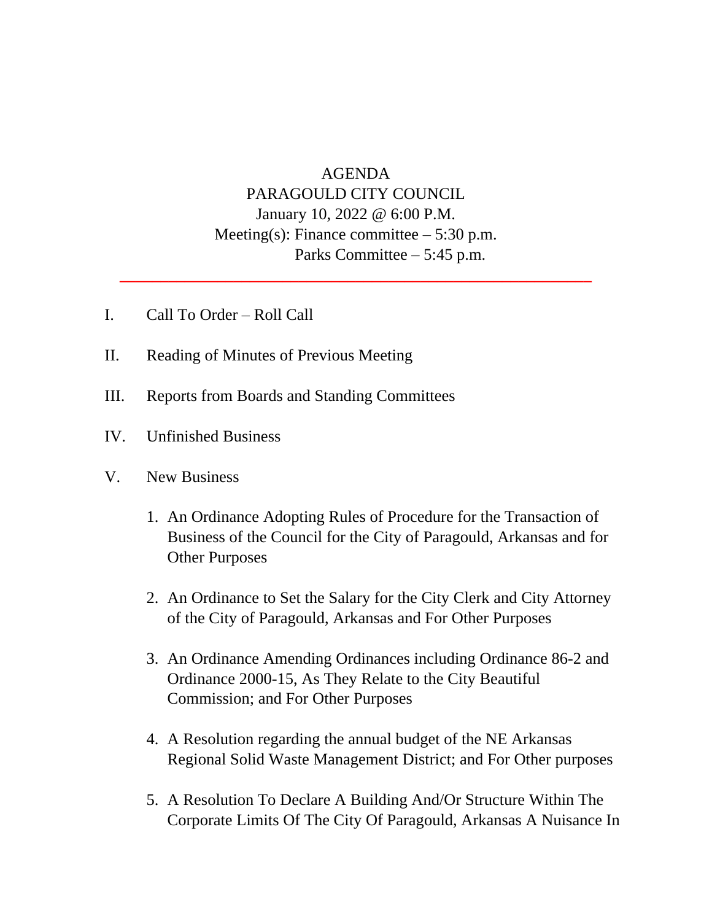AGENDA
PARAGOULD CITY COUNCIL
January 10, 2022 @ 6:00 P.M.
Meeting(s): Finance committee – 5:30 p.m.
Parks Committee – 5:45 p.m.

---

I. Call To Order – Roll Call

II. Reading of Minutes of Previous Meeting

III. Reports from Boards and Standing Committees

IV. Unfinished Business

V. New Business

1. An Ordinance Adopting Rules of Procedure for the Transaction of Business of the Council for the City of Paragould, Arkansas and for Other Purposes

2. An Ordinance to Set the Salary for the City Clerk and City Attorney of the City of Paragould, Arkansas and For Other Purposes

3. An Ordinance Amending Ordinances including Ordinance 86-2 and Ordinance 2000-15, As They Relate to the City Beautiful Commission; and For Other Purposes

4. A Resolution regarding the annual budget of the NE Arkansas Regional Solid Waste Management District; and For Other purposes

5. A Resolution To Declare A Building And/Or Structure Within The Corporate Limits Of The City Of Paragould, Arkansas A Nuisance In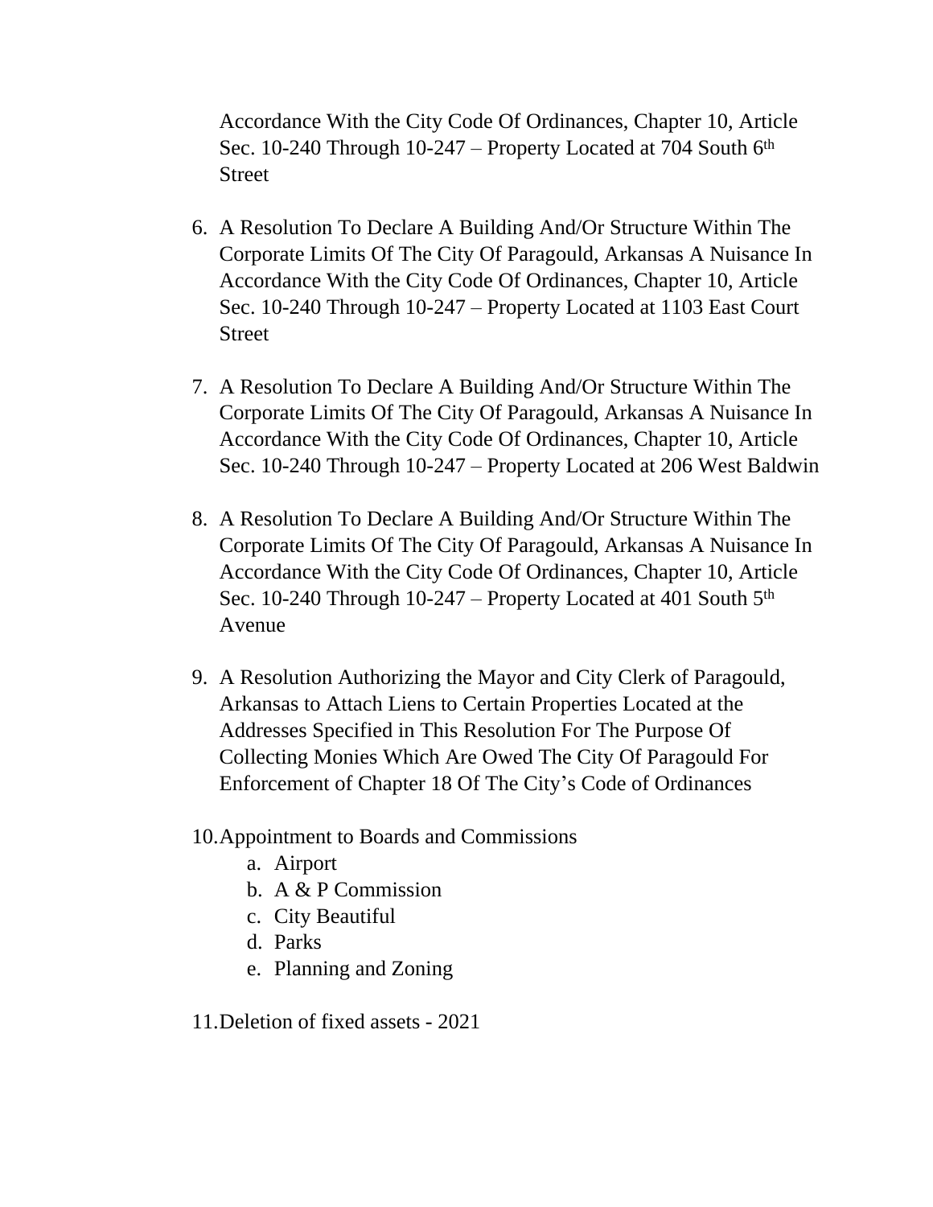Accordance With the City Code Of Ordinances, Chapter 10, Article Sec. 10-240 Through 10-247 – Property Located at 704 South 6th Street

6. A Resolution To Declare A Building And/Or Structure Within The Corporate Limits Of The City Of Paragould, Arkansas A Nuisance In Accordance With the City Code Of Ordinances, Chapter 10, Article Sec. 10-240 Through 10-247 – Property Located at 1103 East Court Street

7. A Resolution To Declare A Building And/Or Structure Within The Corporate Limits Of The City Of Paragould, Arkansas A Nuisance In Accordance With the City Code Of Ordinances, Chapter 10, Article Sec. 10-240 Through 10-247 – Property Located at 206 West Baldwin

8. A Resolution To Declare A Building And/Or Structure Within The Corporate Limits Of The City Of Paragould, Arkansas A Nuisance In Accordance With the City Code Of Ordinances, Chapter 10, Article Sec. 10-240 Through 10-247 – Property Located at 401 South 5th Avenue

9. A Resolution Authorizing the Mayor and City Clerk of Paragould, Arkansas to Attach Liens to Certain Properties Located at the Addresses Specified in This Resolution For The Purpose Of Collecting Monies Which Are Owed The City Of Paragould For Enforcement of Chapter 18 Of The City's Code of Ordinances

10. Appointment to Boards and Commissions
    a. Airport
    b. A & P Commission
    c. City Beautiful
    d. Parks
    e. Planning and Zoning

11. Deletion of fixed assets - 2021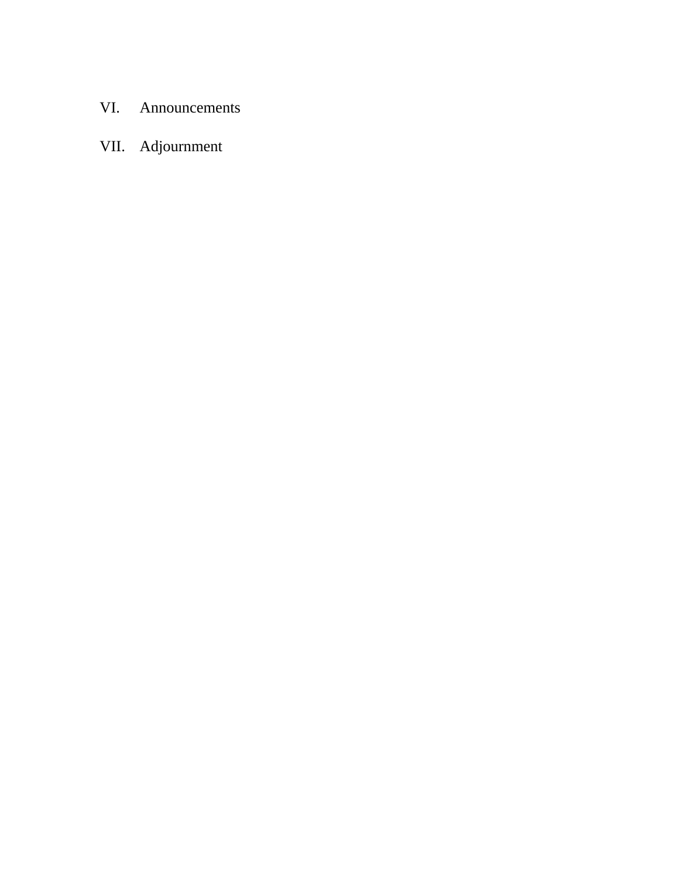VI. Announcements

VII. Adjournment